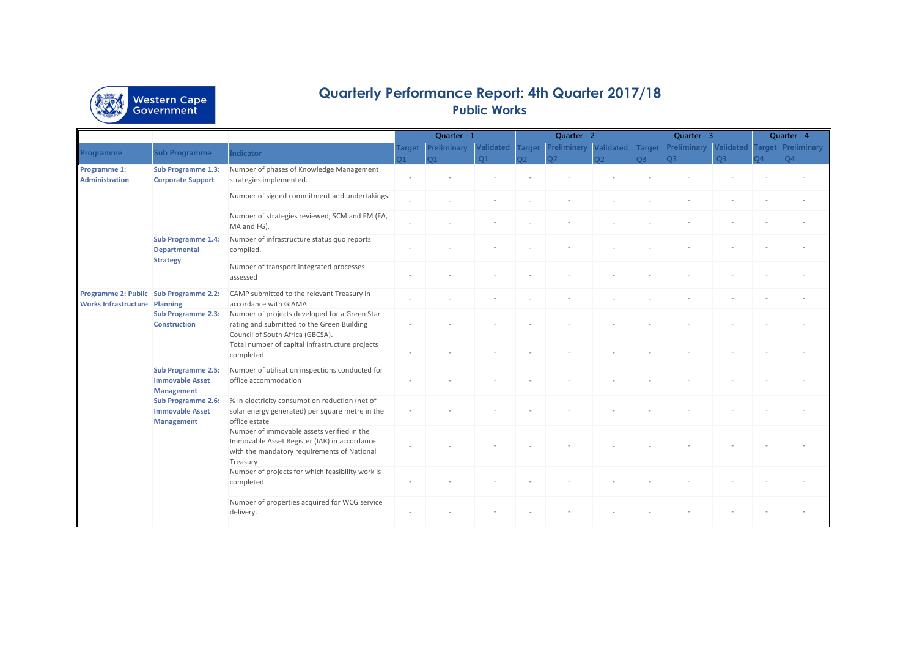# Quarterly Performance Report: 4th Quarter 2017/18

## Public Works

| Programme | Sub Programme | Indicator | Quarter - 1 | | | Quarter - 2 | | | Quarter - 3 | | | Quarter - 4 | |
|---|---|---|---|---|---|---|---|---|---|---|---|---|---|
| | | | Target Q1 | Preliminary Q1 | Validated Q1 | Target Q2 | Preliminary Q2 | Validated Q2 | Target Q3 | Preliminary Q3 | Validated Q3 | Target Q4 | Preliminary Q4 |
| **Programme 1: Administration** | **Sub Programme 1.3: Corporate Support** | Number of phases of Knowledge Management strategies implemented. | - | - | - | - | - | - | - | - | - | - | - |
| | | Number of signed commitment and undertakings. | - | - | - | - | - | - | - | - | - | - | - |
| | | Number of strategies reviewed, SCM and FM (FA, MA and FG). | - | - | - | - | - | - | - | - | - | - | - |
| | **Sub Programme 1.4: Departmental Strategy** | Number of infrastructure status quo reports compiled. | - | - | - | - | - | - | - | - | - | - | - |
| | | Number of transport integrated processes assessed | - | - | - | - | - | - | - | - | - | - | - |
| **Programme 2: Public Works Infrastructure** | **Sub Programme 2.2: Planning** | CAMP submitted to the relevant Treasury in accordance with GIAMA | - | - | - | - | - | - | - | - | - | - | - |
| | **Sub Programme 2.3: Construction** | Number of projects developed for a Green Star rating and submitted to the Green Building Council of South Africa (GBCSA). | - | - | - | - | - | - | - | - | - | - | - |
| | | Total number of capital infrastructure projects completed | - | - | - | - | - | - | - | - | - | - | - |
| | **Sub Programme 2.5: Immovable Asset Management** | Number of utilisation inspections conducted for office accommodation | - | - | - | - | - | - | - | - | - | - | - |
| | **Sub Programme 2.6: Immovable Asset Management** | % in electricity consumption reduction (net of solar energy generated) per square metre in the office estate | - | - | - | - | - | - | - | - | - | - | - |
| | | Number of immovable assets verified in the Immovable Asset Register (IAR) in accordance with the mandatory requirements of National Treasury | - | - | - | - | - | - | - | - | - | - | - |
| | | Number of projects for which feasibility work is completed. | - | - | - | - | - | - | - | - | - | - | - |
| | | Number of properties acquired for WCG service delivery. | - | - | - | - | - | - | - | - | - | - | - |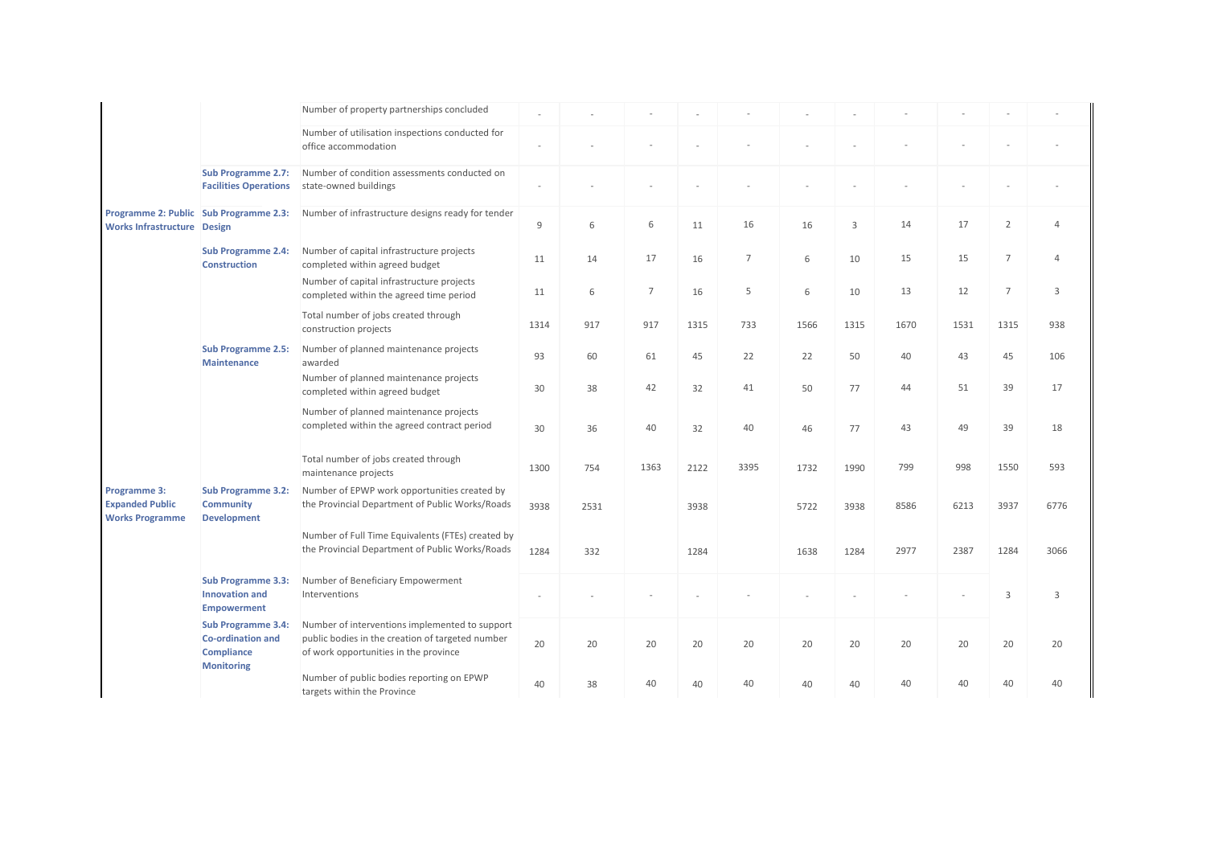| | | | | | | | | | | | | | |
|---|---|---|---|---|---|---|---|---|---|---|---|---|---|
| | | Number of property partnerships concluded | - | - | - | - | - | - | - | - | - | - | - |
| | | Number of utilisation inspections conducted for office accommodation | - | - | - | - | - | - | - | - | - | - | - |
| | **Sub Programme 2.7: Facilities Operations** | Number of condition assessments conducted on state-owned buildings | - | - | - | - | - | - | - | - | - | - | - |
| **Programme 2: Public Works Infrastructure** | **Sub Programme 2.3: Design** | Number of infrastructure designs ready for tender | 9 | 6 | 6 | 11 | 16 | 16 | 3 | 14 | 17 | 2 | 4 |
| | **Sub Programme 2.4: Construction** | Number of capital infrastructure projects completed within agreed budget | 11 | 14 | 17 | 16 | 7 | 6 | 10 | 15 | 15 | 7 | 4 |
| | | Number of capital infrastructure projects completed within the agreed time period | 11 | 6 | 7 | 16 | 5 | 6 | 10 | 13 | 12 | 7 | 3 |
| | | Total number of jobs created through construction projects | 1314 | 917 | 917 | 1315 | 733 | 1566 | 1315 | 1670 | 1531 | 1315 | 938 |
| | **Sub Programme 2.5: Maintenance** | Number of planned maintenance projects awarded | 93 | 60 | 61 | 45 | 22 | 22 | 50 | 40 | 43 | 45 | 106 |
| | | Number of planned maintenance projects completed within agreed budget | 30 | 38 | 42 | 32 | 41 | 50 | 77 | 44 | 51 | 39 | 17 |
| | | Number of planned maintenance projects completed within the agreed contract period | 30 | 36 | 40 | 32 | 40 | 46 | 77 | 43 | 49 | 39 | 18 |
| | | Total number of jobs created through maintenance projects | 1300 | 754 | 1363 | 2122 | 3395 | 1732 | 1990 | 799 | 998 | 1550 | 593 |
| **Programme 3: Expanded Public Works Programme** | **Sub Programme 3.2: Community Development** | Number of EPWP work opportunities created by the Provincial Department of Public Works/Roads | 3938 | 2531 | | 3938 | | 5722 | 3938 | 8586 | 6213 | 3937 | 6776 |
| | | Number of Full Time Equivalents (FTEs) created by the Provincial Department of Public Works/Roads | 1284 | 332 | | 1284 | | 1638 | 1284 | 2977 | 2387 | 1284 | 3066 |
| | **Sub Programme 3.3: Innovation and Empowerment** | Number of Beneficiary Empowerment Interventions | - | - | - | - | - | - | - | - | - | 3 | 3 |
| | **Sub Programme 3.4: Co-ordination and Compliance Monitoring** | Number of interventions implemented to support public bodies in the creation of targeted number of work opportunities in the province | 20 | 20 | 20 | 20 | 20 | 20 | 20 | 20 | 20 | 20 | 20 |
| | | Number of public bodies reporting on EPWP targets within the Province | 40 | 38 | 40 | 40 | 40 | 40 | 40 | 40 | 40 | 40 | 40 |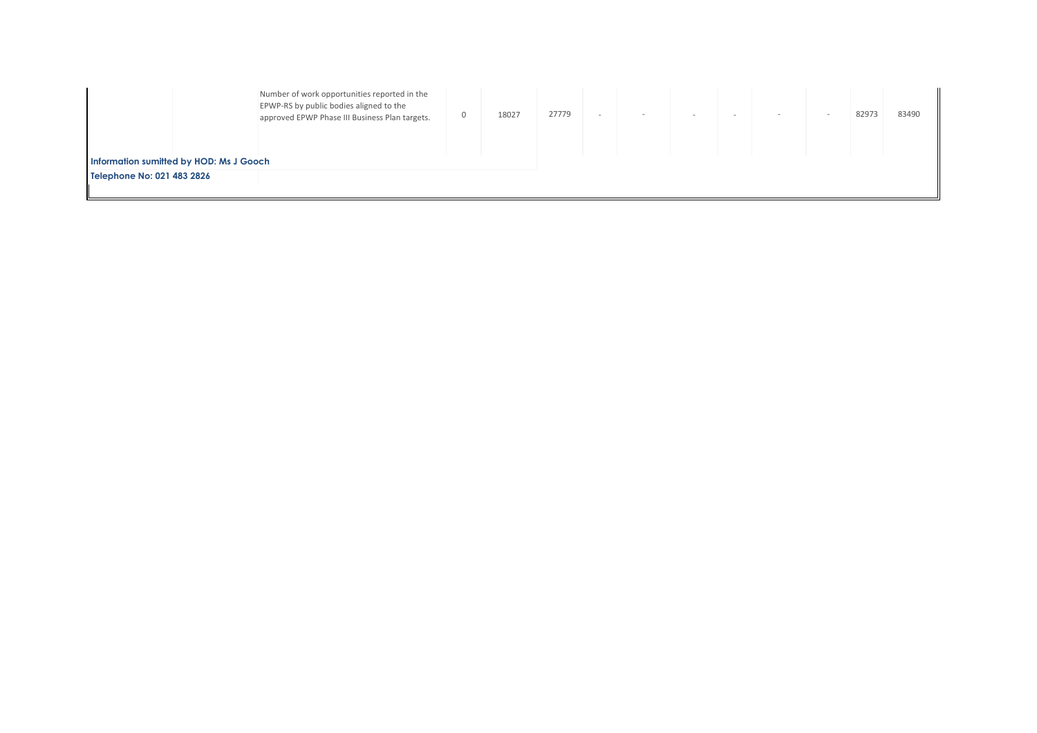| | | | | | | | | | | | | | |
|---|---|---|---|---|---|---|---|---|---|---|---|---|---|
| | | Number of work opportunities reported in the EPWP-RS by public bodies aligned to the approved EPWP Phase III Business Plan targets. | 0 | 18027 | 27779 | - | - | - | - | - | - | 82973 | 83490 |

**Information sumitted by HOD: Ms J Gooch**

**Telephone No: 021 483 2826**